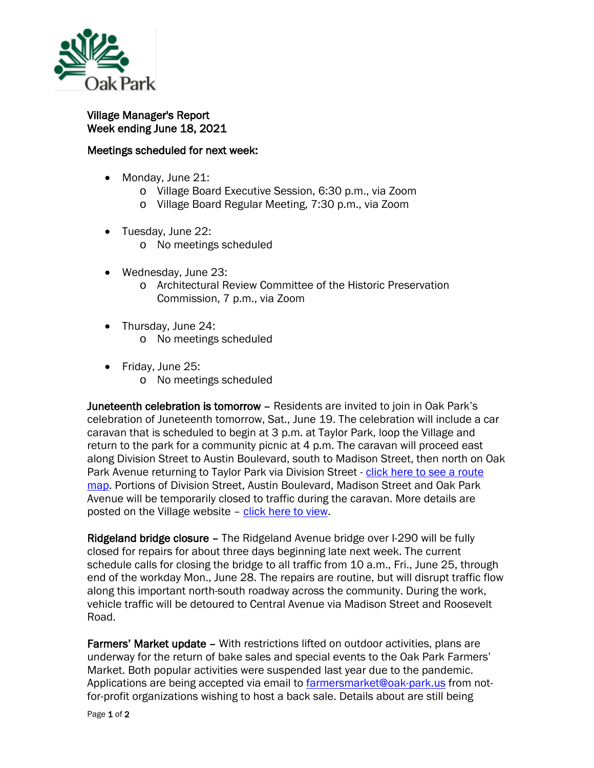Oak Park

**Village Manager's Report**
**Week ending June 18, 2021**

**Meetings scheduled for next week:**

- Monday, June 21:
  - Village Board Executive Session, 6:30 p.m., via Zoom
  - Village Board Regular Meeting, 7:30 p.m., via Zoom
- Tuesday, June 22:
  - No meetings scheduled
- Wednesday, June 23:
  - Architectural Review Committee of the Historic Preservation Commission, 7 p.m., via Zoom
- Thursday, June 24:
  - No meetings scheduled
- Friday, June 25:
  - No meetings scheduled

**Juneteenth celebration is tomorrow** – Residents are invited to join in Oak Park's celebration of Juneteenth tomorrow, Sat., June 19. The celebration will include a car caravan that is scheduled to begin at 3 p.m. at Taylor Park, loop the Village and return to the park for a community picnic at 4 p.m. The caravan will proceed east along Division Street to Austin Boulevard, south to Madison Street, then north on Oak Park Avenue returning to Taylor Park via Division Street - [click here to see a route map](). Portions of Division Street, Austin Boulevard, Madison Street and Oak Park Avenue will be temporarily closed to traffic during the caravan. More details are posted on the Village website – [click here to view]().

**Ridgeland bridge closure** – The Ridgeland Avenue bridge over I-290 will be fully closed for repairs for about three days beginning late next week. The current schedule calls for closing the bridge to all traffic from 10 a.m., Fri., June 25, through end of the workday Mon., June 28. The repairs are routine, but will disrupt traffic flow along this important north-south roadway across the community. During the work, vehicle traffic will be detoured to Central Avenue via Madison Street and Roosevelt Road.

**Farmers' Market update** – With restrictions lifted on outdoor activities, plans are underway for the return of bake sales and special events to the Oak Park Farmers' Market. Both popular activities were suspended last year due to the pandemic. Applications are being accepted via email to [farmersmarket@oak-park.us]() from not-for-profit organizations wishing to host a back sale. Details about are still being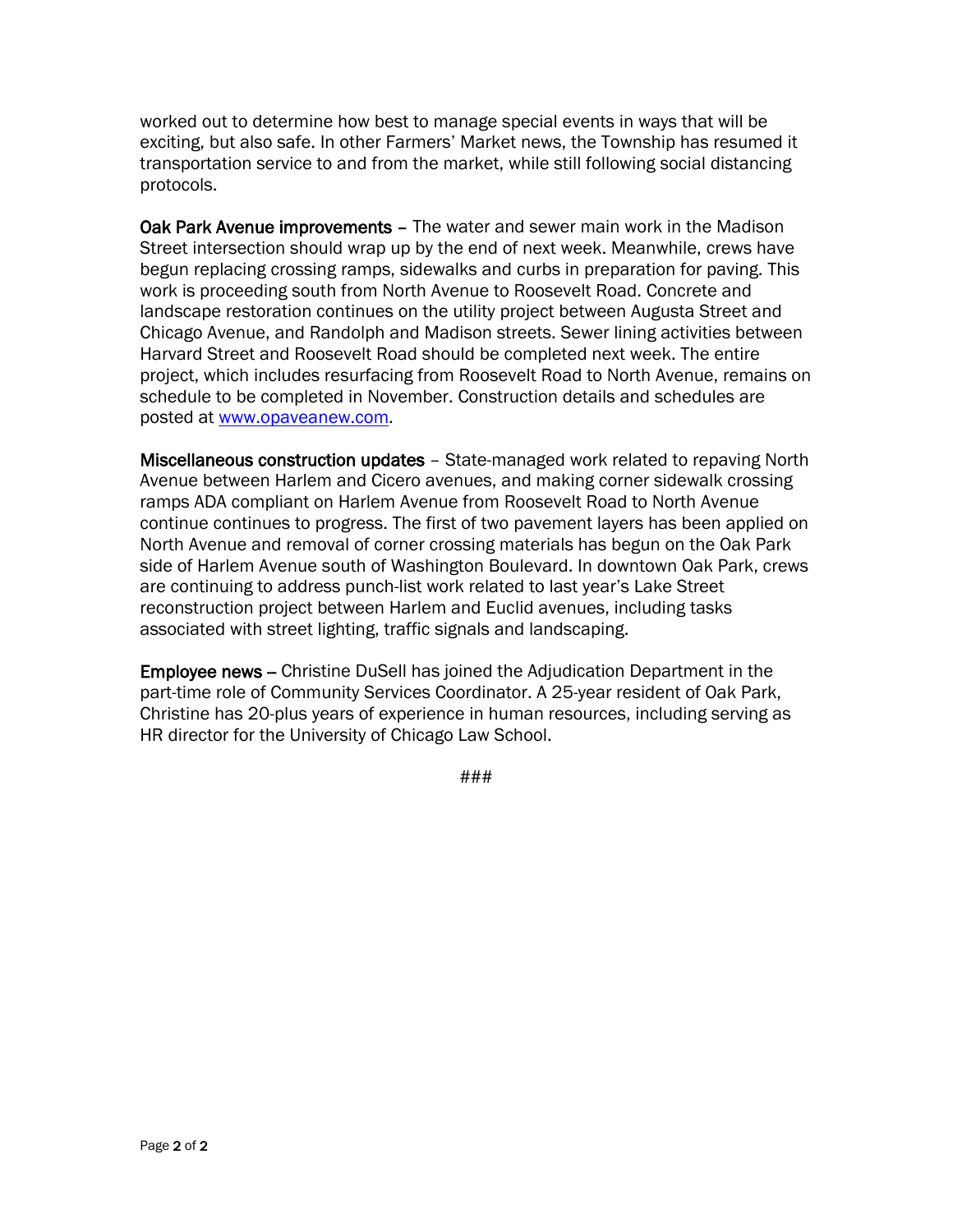worked out to determine how best to manage special events in ways that will be exciting, but also safe. In other Farmers' Market news, the Township has resumed it transportation service to and from the market, while still following social distancing protocols.

**Oak Park Avenue improvements** – The water and sewer main work in the Madison Street intersection should wrap up by the end of next week. Meanwhile, crews have begun replacing crossing ramps, sidewalks and curbs in preparation for paving. This work is proceeding south from North Avenue to Roosevelt Road. Concrete and landscape restoration continues on the utility project between Augusta Street and Chicago Avenue, and Randolph and Madison streets. Sewer lining activities between Harvard Street and Roosevelt Road should be completed next week. The entire project, which includes resurfacing from Roosevelt Road to North Avenue, remains on schedule to be completed in November. Construction details and schedules are posted at [www.opaveanew.com](http://www.opaveanew.com).

**Miscellaneous construction updates** – State-managed work related to repaving North Avenue between Harlem and Cicero avenues, and making corner sidewalk crossing ramps ADA compliant on Harlem Avenue from Roosevelt Road to North Avenue continue continues to progress. The first of two pavement layers has been applied on North Avenue and removal of corner crossing materials has begun on the Oak Park side of Harlem Avenue south of Washington Boulevard. In downtown Oak Park, crews are continuing to address punch-list work related to last year's Lake Street reconstruction project between Harlem and Euclid avenues, including tasks associated with street lighting, traffic signals and landscaping.

**Employee news** – Christine DuSell has joined the Adjudication Department in the part-time role of Community Services Coordinator. A 25-year resident of Oak Park, Christine has 20-plus years of experience in human resources, including serving as HR director for the University of Chicago Law School.

###